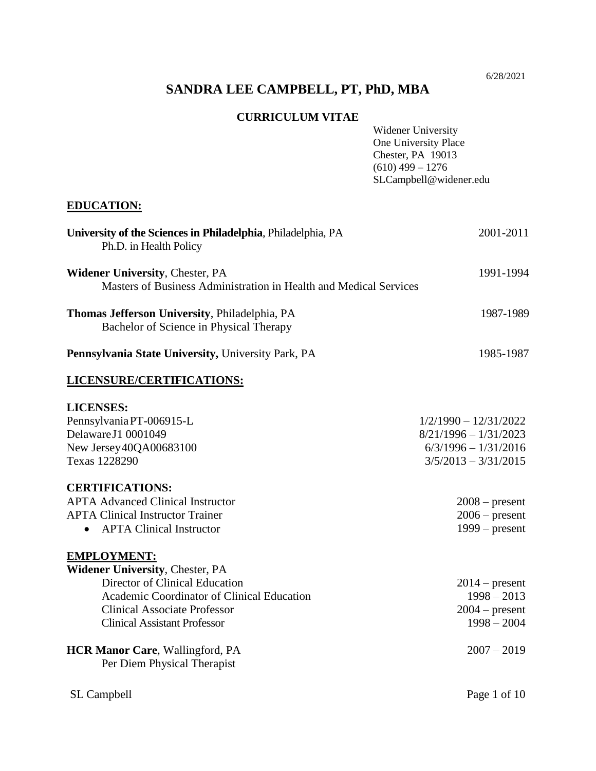6/28/2021

# SANDRA LEE CAMPBELL, PT, PhD, MBA

## CURRICULUM VITAE

Widener University
One University Place
Chester, PA 19013
(610) 499 – 1276
SLCampbell@widener.edu

## EDUCATION:

**University of the Sciences in Philadelphia**, Philadelphia, PA — 2001-2011
Ph.D. in Health Policy

**Widener University**, Chester, PA — 1991-1994
Masters of Business Administration in Health and Medical Services

**Thomas Jefferson University**, Philadelphia, PA — 1987-1989
Bachelor of Science in Physical Therapy

**Pennsylvania State University,** University Park, PA — 1985-1987

## LICENSURE/CERTIFICATIONS:

**LICENSES:**

| | |
|---|---|
| Pennsylvania PT-006915-L | 1/2/1990 – 12/31/2022 |
| Delaware J1 0001049 | 8/21/1996 – 1/31/2023 |
| New Jersey 40QA00683100 | 6/3/1996 – 1/31/2016 |
| Texas 1228290 | 3/5/2013 – 3/31/2015 |

**CERTIFICATIONS:**

| | |
|---|---|
| APTA Advanced Clinical Instructor | 2008 – present |
| APTA Clinical Instructor Trainer | 2006 – present |
| • APTA Clinical Instructor | 1999 – present |

## EMPLOYMENT:

**Widener University**, Chester, PA

| | |
|---|---|
| Director of Clinical Education | 2014 – present |
| Academic Coordinator of Clinical Education | 1998 – 2013 |
| Clinical Associate Professor | 2004 – present |
| Clinical Assistant Professor | 1998 – 2004 |

**HCR Manor Care**, Wallingford, PA — 2007 – 2019
Per Diem Physical Therapist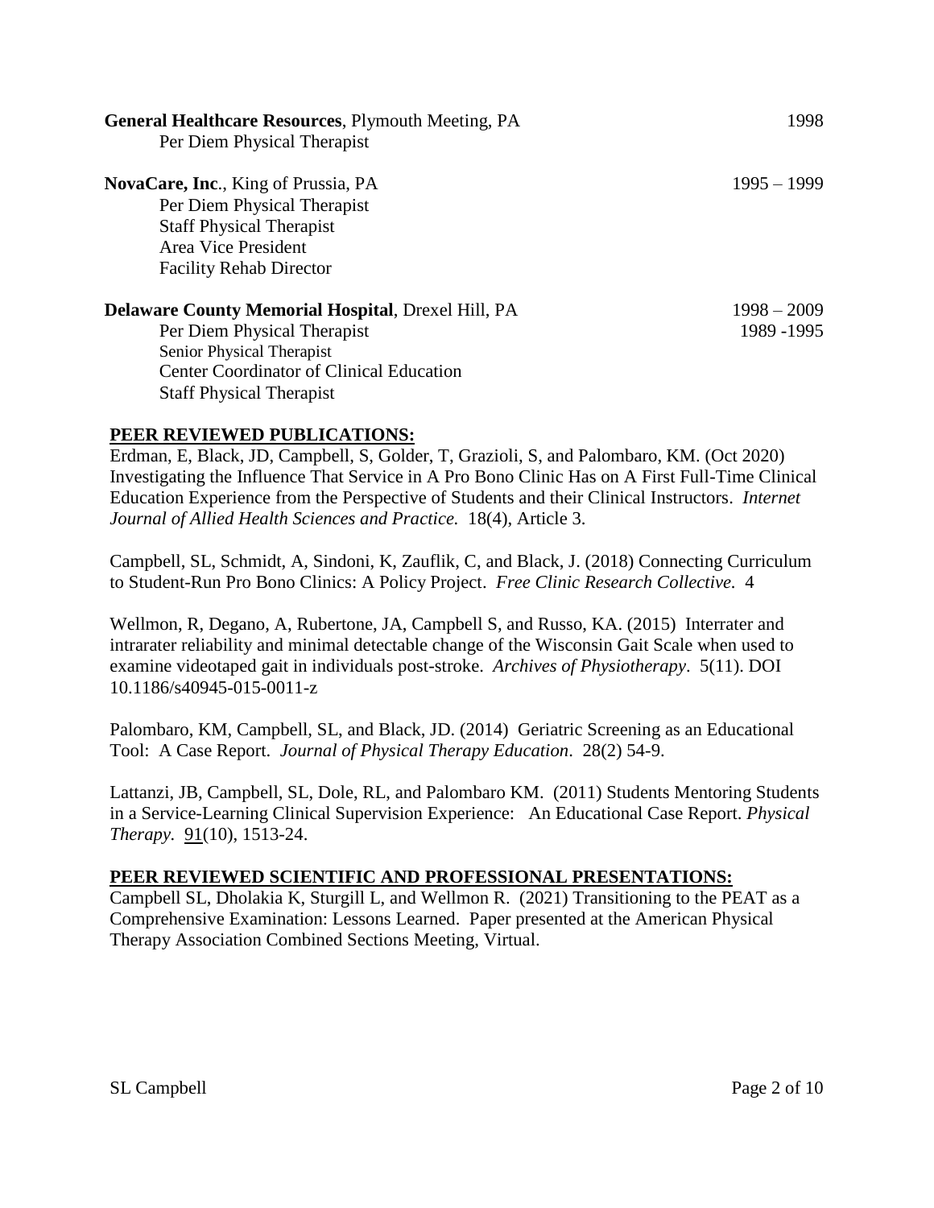**General Healthcare Resources**, Plymouth Meeting, PA 1998
Per Diem Physical Therapist

**NovaCare, Inc**., King of Prussia, PA 1995 – 1999
Per Diem Physical Therapist
Staff Physical Therapist
Area Vice President
Facility Rehab Director

**Delaware County Memorial Hospital**, Drexel Hill, PA 1998 – 2009
Per Diem Physical Therapist 1989 -1995
Senior Physical Therapist
Center Coordinator of Clinical Education
Staff Physical Therapist

## PEER REVIEWED PUBLICATIONS:

Erdman, E, Black, JD, Campbell, S, Golder, T, Grazioli, S, and Palombaro, KM. (Oct 2020) Investigating the Influence That Service in A Pro Bono Clinic Has on A First Full-Time Clinical Education Experience from the Perspective of Students and their Clinical Instructors. *Internet Journal of Allied Health Sciences and Practice.* 18(4), Article 3.

Campbell, SL, Schmidt, A, Sindoni, K, Zauflik, C, and Black, J. (2018) Connecting Curriculum to Student-Run Pro Bono Clinics: A Policy Project. *Free Clinic Research Collective.* 4

Wellmon, R, Degano, A, Rubertone, JA, Campbell S, and Russo, KA. (2015) Interrater and intrarater reliability and minimal detectable change of the Wisconsin Gait Scale when used to examine videotaped gait in individuals post-stroke. *Archives of Physiotherapy*. 5(11). DOI 10.1186/s40945-015-0011-z

Palombaro, KM, Campbell, SL, and Black, JD. (2014) Geriatric Screening as an Educational Tool: A Case Report. *Journal of Physical Therapy Education*. 28(2) 54-9.

Lattanzi, JB, Campbell, SL, Dole, RL, and Palombaro KM. (2011) Students Mentoring Students in a Service-Learning Clinical Supervision Experience: An Educational Case Report. *Physical Therapy*. 91(10), 1513-24.

## PEER REVIEWED SCIENTIFIC AND PROFESSIONAL PRESENTATIONS:

Campbell SL, Dholakia K, Sturgill L, and Wellmon R. (2021) Transitioning to the PEAT as a Comprehensive Examination: Lessons Learned. Paper presented at the American Physical Therapy Association Combined Sections Meeting, Virtual.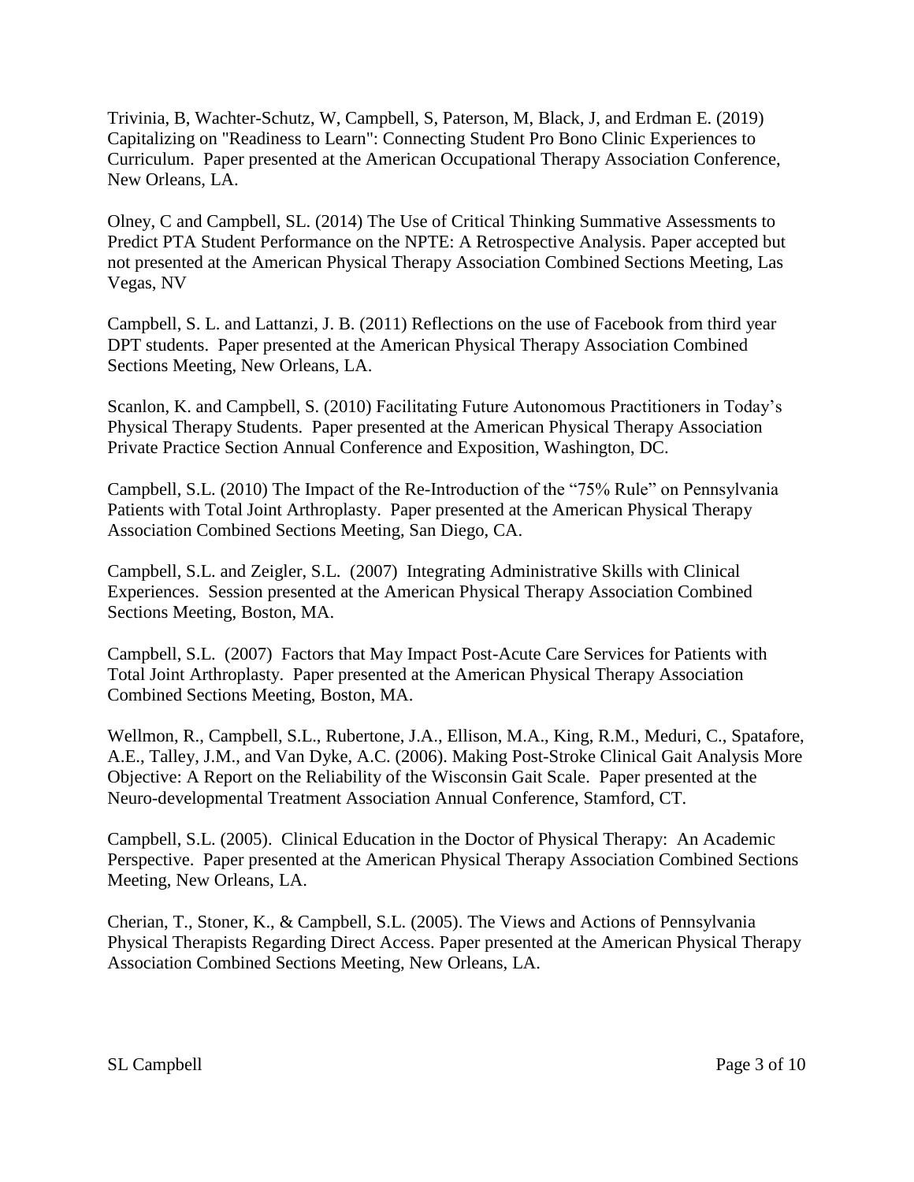Trivinia, B, Wachter-Schutz, W, Campbell, S, Paterson, M, Black, J, and Erdman E. (2019) Capitalizing on "Readiness to Learn": Connecting Student Pro Bono Clinic Experiences to Curriculum. Paper presented at the American Occupational Therapy Association Conference, New Orleans, LA.

Olney, C and Campbell, SL. (2014) The Use of Critical Thinking Summative Assessments to Predict PTA Student Performance on the NPTE: A Retrospective Analysis. Paper accepted but not presented at the American Physical Therapy Association Combined Sections Meeting, Las Vegas, NV

Campbell, S. L. and Lattanzi, J. B. (2011) Reflections on the use of Facebook from third year DPT students. Paper presented at the American Physical Therapy Association Combined Sections Meeting, New Orleans, LA.

Scanlon, K. and Campbell, S. (2010) Facilitating Future Autonomous Practitioners in Today's Physical Therapy Students. Paper presented at the American Physical Therapy Association Private Practice Section Annual Conference and Exposition, Washington, DC.

Campbell, S.L. (2010) The Impact of the Re-Introduction of the "75% Rule" on Pennsylvania Patients with Total Joint Arthroplasty. Paper presented at the American Physical Therapy Association Combined Sections Meeting, San Diego, CA.

Campbell, S.L. and Zeigler, S.L. (2007) Integrating Administrative Skills with Clinical Experiences. Session presented at the American Physical Therapy Association Combined Sections Meeting, Boston, MA.

Campbell, S.L. (2007) Factors that May Impact Post-Acute Care Services for Patients with Total Joint Arthroplasty. Paper presented at the American Physical Therapy Association Combined Sections Meeting, Boston, MA.

Wellmon, R., Campbell, S.L., Rubertone, J.A., Ellison, M.A., King, R.M., Meduri, C., Spatafore, A.E., Talley, J.M., and Van Dyke, A.C. (2006). Making Post-Stroke Clinical Gait Analysis More Objective: A Report on the Reliability of the Wisconsin Gait Scale. Paper presented at the Neuro-developmental Treatment Association Annual Conference, Stamford, CT.

Campbell, S.L. (2005). Clinical Education in the Doctor of Physical Therapy: An Academic Perspective. Paper presented at the American Physical Therapy Association Combined Sections Meeting, New Orleans, LA.

Cherian, T., Stoner, K., & Campbell, S.L. (2005). The Views and Actions of Pennsylvania Physical Therapists Regarding Direct Access. Paper presented at the American Physical Therapy Association Combined Sections Meeting, New Orleans, LA.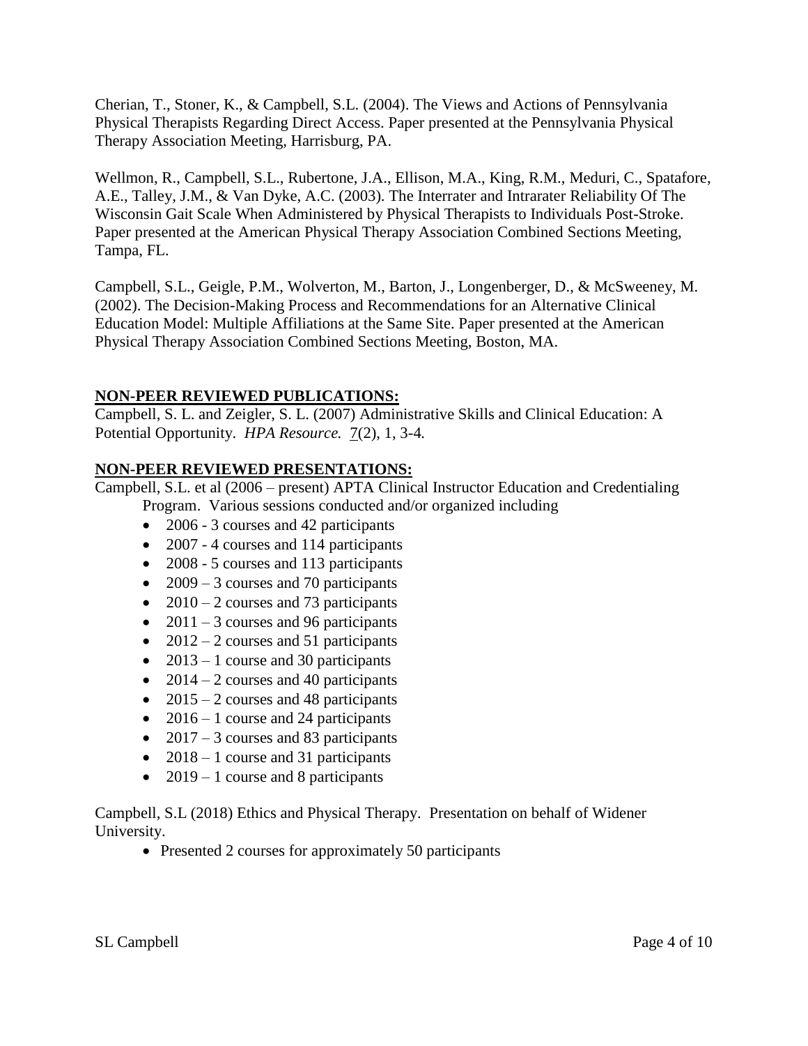Cherian, T., Stoner, K., & Campbell, S.L. (2004). The Views and Actions of Pennsylvania Physical Therapists Regarding Direct Access. Paper presented at the Pennsylvania Physical Therapy Association Meeting, Harrisburg, PA.

Wellmon, R., Campbell, S.L., Rubertone, J.A., Ellison, M.A., King, R.M., Meduri, C., Spatafore, A.E., Talley, J.M., & Van Dyke, A.C. (2003). The Interrater and Intrarater Reliability Of The Wisconsin Gait Scale When Administered by Physical Therapists to Individuals Post-Stroke. Paper presented at the American Physical Therapy Association Combined Sections Meeting, Tampa, FL.

Campbell, S.L., Geigle, P.M., Wolverton, M., Barton, J., Longenberger, D., & McSweeney, M. (2002). The Decision-Making Process and Recommendations for an Alternative Clinical Education Model: Multiple Affiliations at the Same Site. Paper presented at the American Physical Therapy Association Combined Sections Meeting, Boston, MA.

## NON-PEER REVIEWED PUBLICATIONS:

Campbell, S. L. and Zeigler, S. L. (2007) Administrative Skills and Clinical Education: A Potential Opportunity. *HPA Resource.* 7(2), 1, 3-4.

## NON-PEER REVIEWED PRESENTATIONS:

Campbell, S.L. et al (2006 – present) APTA Clinical Instructor Education and Credentialing Program. Various sessions conducted and/or organized including

- 2006 - 3 courses and 42 participants
- 2007 - 4 courses and 114 participants
- 2008 - 5 courses and 113 participants
- 2009 – 3 courses and 70 participants
- 2010 – 2 courses and 73 participants
- 2011 – 3 courses and 96 participants
- 2012 – 2 courses and 51 participants
- 2013 – 1 course and 30 participants
- 2014 – 2 courses and 40 participants
- 2015 – 2 courses and 48 participants
- 2016 – 1 course and 24 participants
- 2017 – 3 courses and 83 participants
- 2018 – 1 course and 31 participants
- 2019 – 1 course and 8 participants

Campbell, S.L (2018) Ethics and Physical Therapy. Presentation on behalf of Widener University.

- Presented 2 courses for approximately 50 participants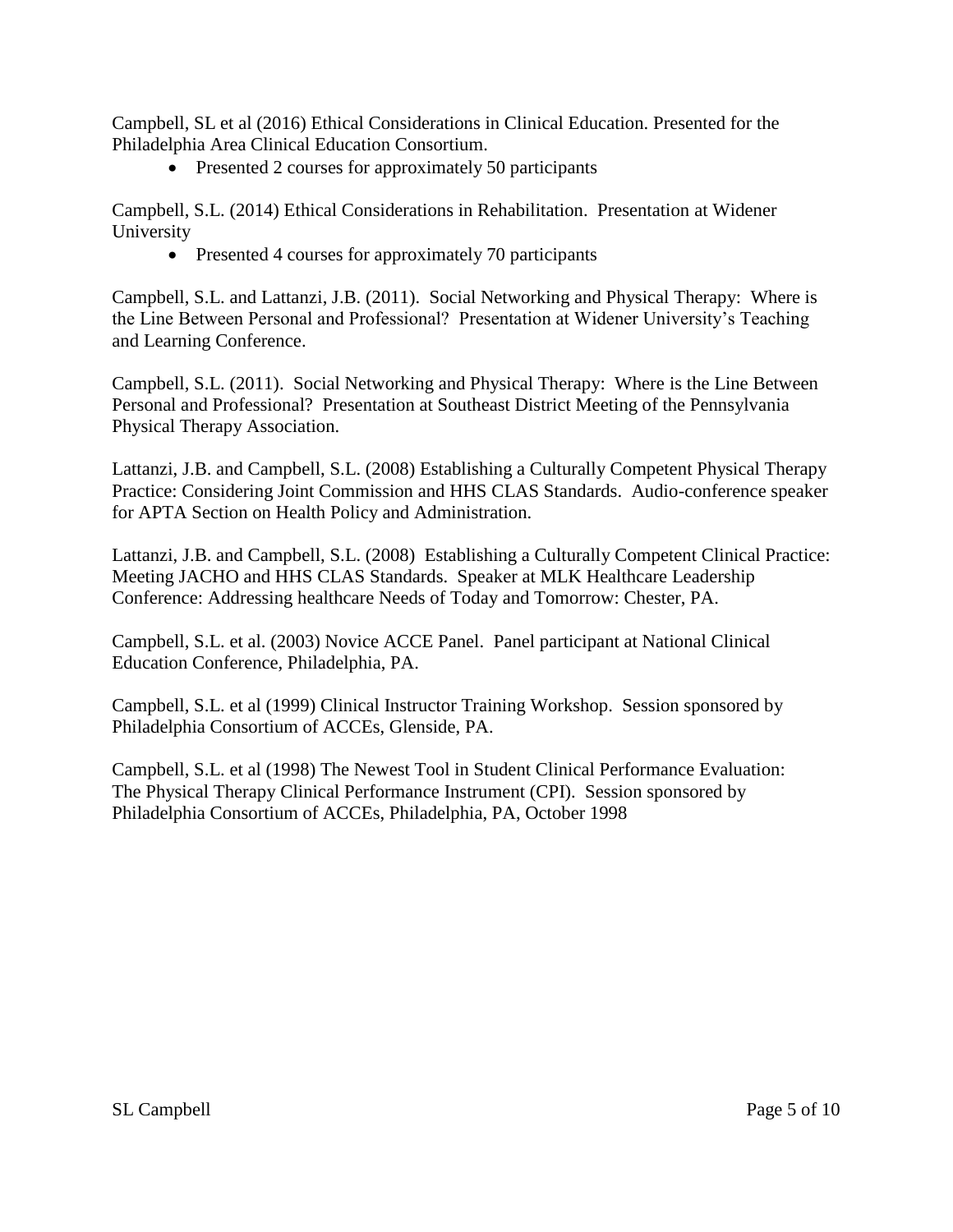Campbell, SL et al (2016) Ethical Considerations in Clinical Education. Presented for the Philadelphia Area Clinical Education Consortium.

- Presented 2 courses for approximately 50 participants

Campbell, S.L. (2014) Ethical Considerations in Rehabilitation. Presentation at Widener University

- Presented 4 courses for approximately 70 participants

Campbell, S.L. and Lattanzi, J.B. (2011). Social Networking and Physical Therapy: Where is the Line Between Personal and Professional? Presentation at Widener University's Teaching and Learning Conference.

Campbell, S.L. (2011). Social Networking and Physical Therapy: Where is the Line Between Personal and Professional? Presentation at Southeast District Meeting of the Pennsylvania Physical Therapy Association.

Lattanzi, J.B. and Campbell, S.L. (2008) Establishing a Culturally Competent Physical Therapy Practice: Considering Joint Commission and HHS CLAS Standards. Audio-conference speaker for APTA Section on Health Policy and Administration.

Lattanzi, J.B. and Campbell, S.L. (2008) Establishing a Culturally Competent Clinical Practice: Meeting JACHO and HHS CLAS Standards. Speaker at MLK Healthcare Leadership Conference: Addressing healthcare Needs of Today and Tomorrow: Chester, PA.

Campbell, S.L. et al. (2003) Novice ACCE Panel. Panel participant at National Clinical Education Conference, Philadelphia, PA.

Campbell, S.L. et al (1999) Clinical Instructor Training Workshop. Session sponsored by Philadelphia Consortium of ACCEs, Glenside, PA.

Campbell, S.L. et al (1998) The Newest Tool in Student Clinical Performance Evaluation: The Physical Therapy Clinical Performance Instrument (CPI). Session sponsored by Philadelphia Consortium of ACCEs, Philadelphia, PA, October 1998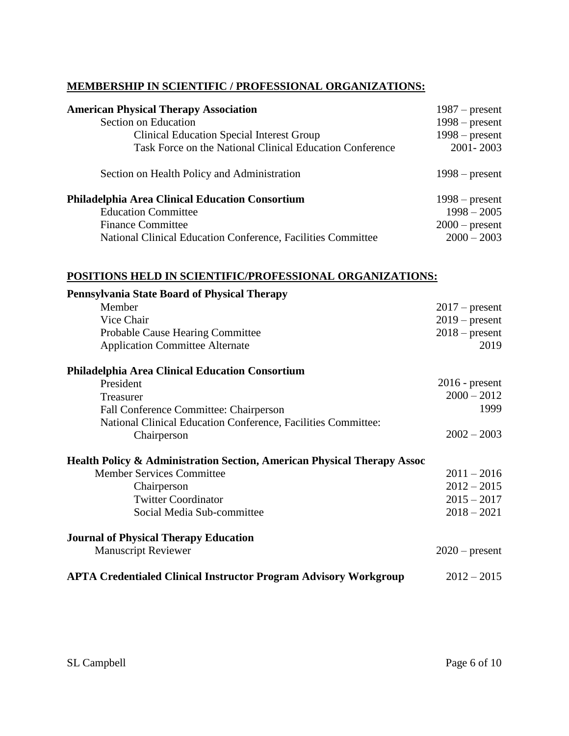## MEMBERSHIP IN SCIENTIFIC / PROFESSIONAL ORGANIZATIONS:

| | |
|---|---|
| **American Physical Therapy Association** | 1987 – present |
| Section on Education | 1998 – present |
| Clinical Education Special Interest Group | 1998 – present |
| Task Force on the National Clinical Education Conference | 2001- 2003 |
| Section on Health Policy and Administration | 1998 – present |
| **Philadelphia Area Clinical Education Consortium** | 1998 – present |
| Education Committee | 1998 – 2005 |
| Finance Committee | 2000 – present |
| National Clinical Education Conference, Facilities Committee | 2000 – 2003 |

## POSITIONS HELD IN SCIENTIFIC/PROFESSIONAL ORGANIZATIONS:

| | |
|---|---|
| **Pennsylvania State Board of Physical Therapy** | |
| Member | 2017 – present |
| Vice Chair | 2019 – present |
| Probable Cause Hearing Committee | 2018 – present |
| Application Committee Alternate | 2019 |
| **Philadelphia Area Clinical Education Consortium** | |
| President | 2016 - present |
| Treasurer | 2000 – 2012 |
| Fall Conference Committee: Chairperson | 1999 |
| National Clinical Education Conference, Facilities Committee: Chairperson | 2002 – 2003 |
| **Health Policy & Administration Section, American Physical Therapy Assoc** | |
| Member Services Committee | 2011 – 2016 |
| Chairperson | 2012 – 2015 |
| Twitter Coordinator | 2015 – 2017 |
| Social Media Sub-committee | 2018 – 2021 |
| **Journal of Physical Therapy Education** | |
| Manuscript Reviewer | 2020 – present |
| **APTA Credentialed Clinical Instructor Program Advisory Workgroup** | 2012 – 2015 |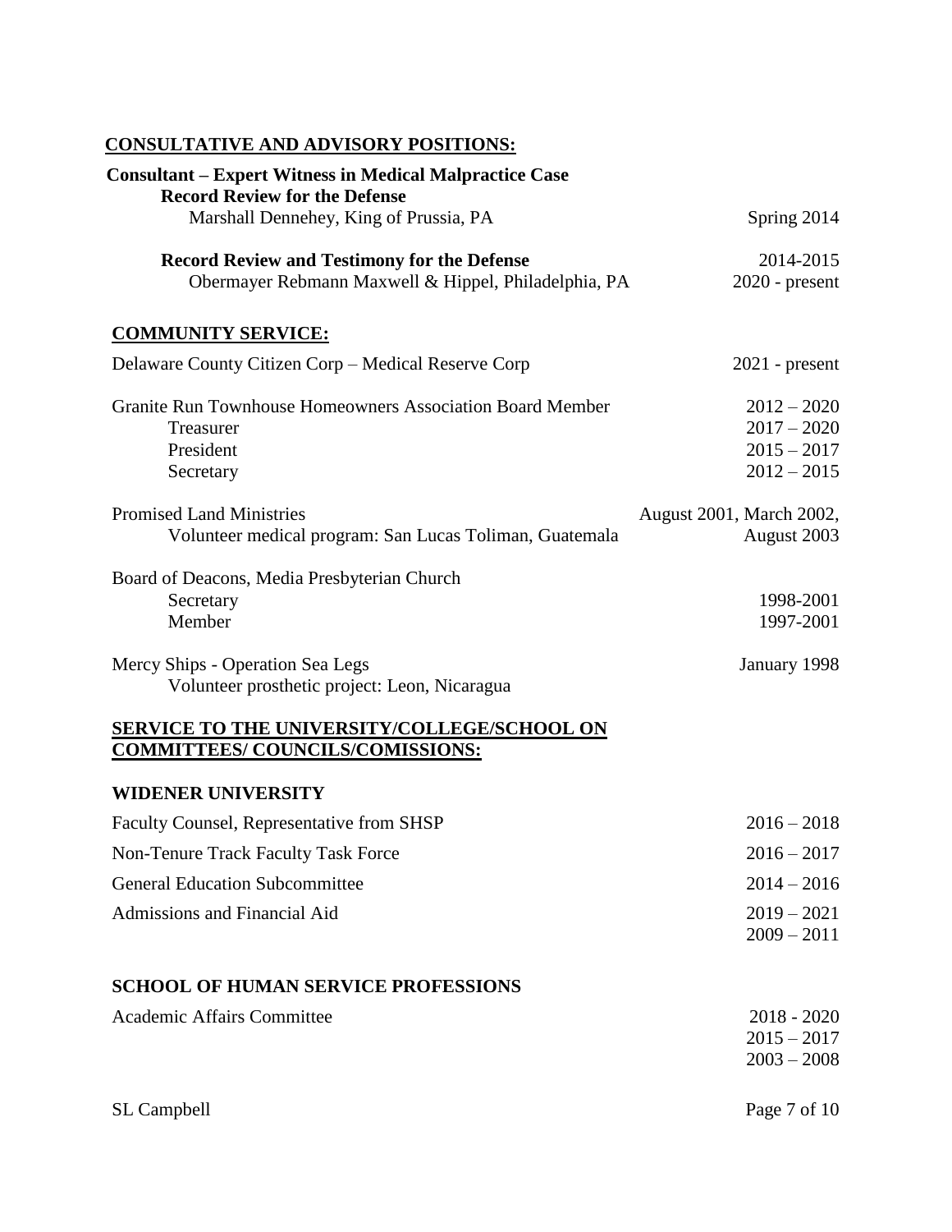## CONSULTATIVE AND ADVISORY POSITIONS:

**Consultant – Expert Witness in Medical Malpractice Case**

**Record Review for the Defense**

Marshall Dennehey, King of Prussia, PA — Spring 2014

**Record Review and Testimony for the Defense** — 2014-2015

Obermayer Rebmann Maxwell & Hippel, Philadelphia, PA — 2020 - present

## COMMUNITY SERVICE:

Delaware County Citizen Corp – Medical Reserve Corp — 2021 - present

Granite Run Townhouse Homeowners Association Board Member — 2012 – 2020

- Treasurer — 2017 – 2020
- President — 2015 – 2017
- Secretary — 2012 – 2015

Promised Land Ministries — August 2001, March 2002, August 2003

Volunteer medical program: San Lucas Toliman, Guatemala

Board of Deacons, Media Presbyterian Church

- Secretary — 1998-2001
- Member — 1997-2001

Mercy Ships - Operation Sea Legs — January 1998

Volunteer prosthetic project: Leon, Nicaragua

## SERVICE TO THE UNIVERSITY/COLLEGE/SCHOOL ON COMMITTEES/ COUNCILS/COMISSIONS:

### WIDENER UNIVERSITY

Faculty Counsel, Representative from SHSP — 2016 – 2018

Non-Tenure Track Faculty Task Force — 2016 – 2017

General Education Subcommittee — 2014 – 2016

Admissions and Financial Aid — 2019 – 2021, 2009 – 2011

### SCHOOL OF HUMAN SERVICE PROFESSIONS

Academic Affairs Committee — 2018 - 2020, 2015 – 2017, 2003 – 2008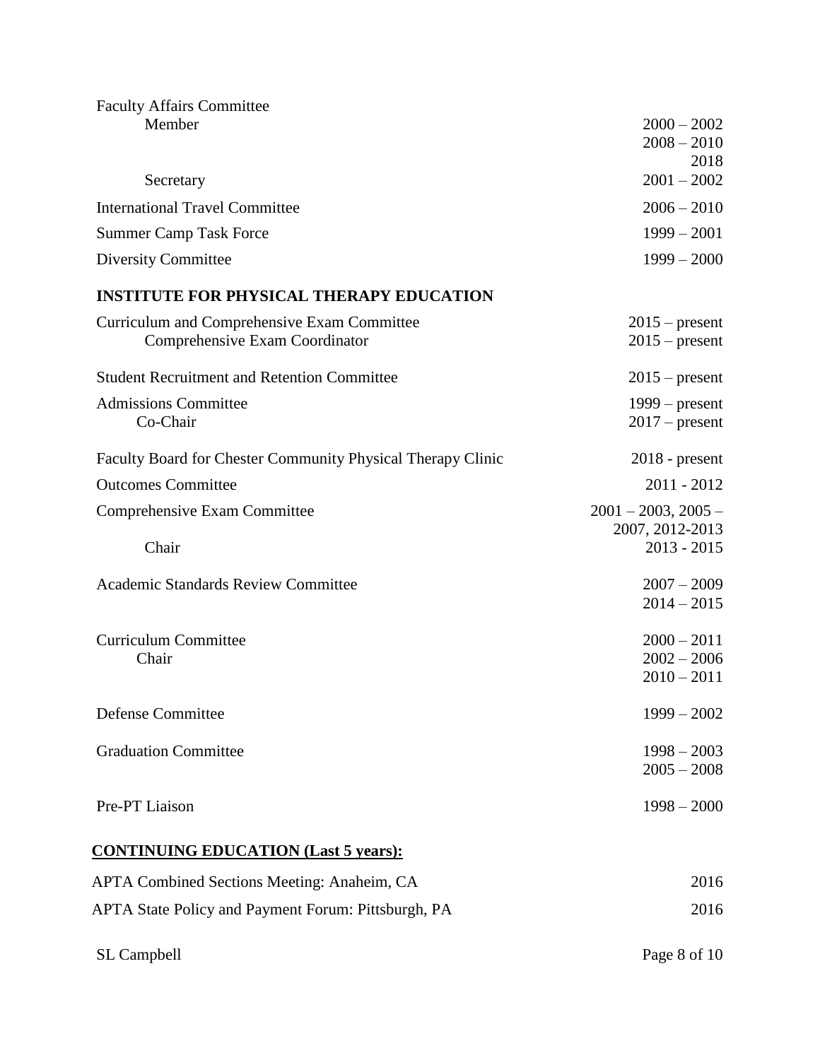Faculty Affairs Committee

| | |
|---|---|
| Member | 2000 – 2002 |
| | 2008 – 2010 |
| | 2018 |
| Secretary | 2001 – 2002 |

| | |
|---|---|
| International Travel Committee | 2006 – 2010 |
| Summer Camp Task Force | 1999 – 2001 |
| Diversity Committee | 1999 – 2000 |

**INSTITUTE FOR PHYSICAL THERAPY EDUCATION**

| | |
|---|---|
| Curriculum and Comprehensive Exam Committee | 2015 – present |
| Comprehensive Exam Coordinator | 2015 – present |
| Student Recruitment and Retention Committee | 2015 – present |
| Admissions Committee | 1999 – present |
| Co-Chair | 2017 – present |
| Faculty Board for Chester Community Physical Therapy Clinic | 2018 - present |
| Outcomes Committee | 2011 - 2012 |
| Comprehensive Exam Committee | 2001 – 2003, 2005 – 2007, 2012-2013 |
| Chair | 2013 - 2015 |
| Academic Standards Review Committee | 2007 – 2009 |
| | 2014 – 2015 |
| Curriculum Committee | 2000 – 2011 |
| Chair | 2002 – 2006 |
| | 2010 – 2011 |
| Defense Committee | 1999 – 2002 |
| Graduation Committee | 1998 – 2003 |
| | 2005 – 2008 |
| Pre-PT Liaison | 1998 – 2000 |

**CONTINUING EDUCATION (Last 5 years):**

| | |
|---|---|
| APTA Combined Sections Meeting: Anaheim, CA | 2016 |
| APTA State Policy and Payment Forum: Pittsburgh, PA | 2016 |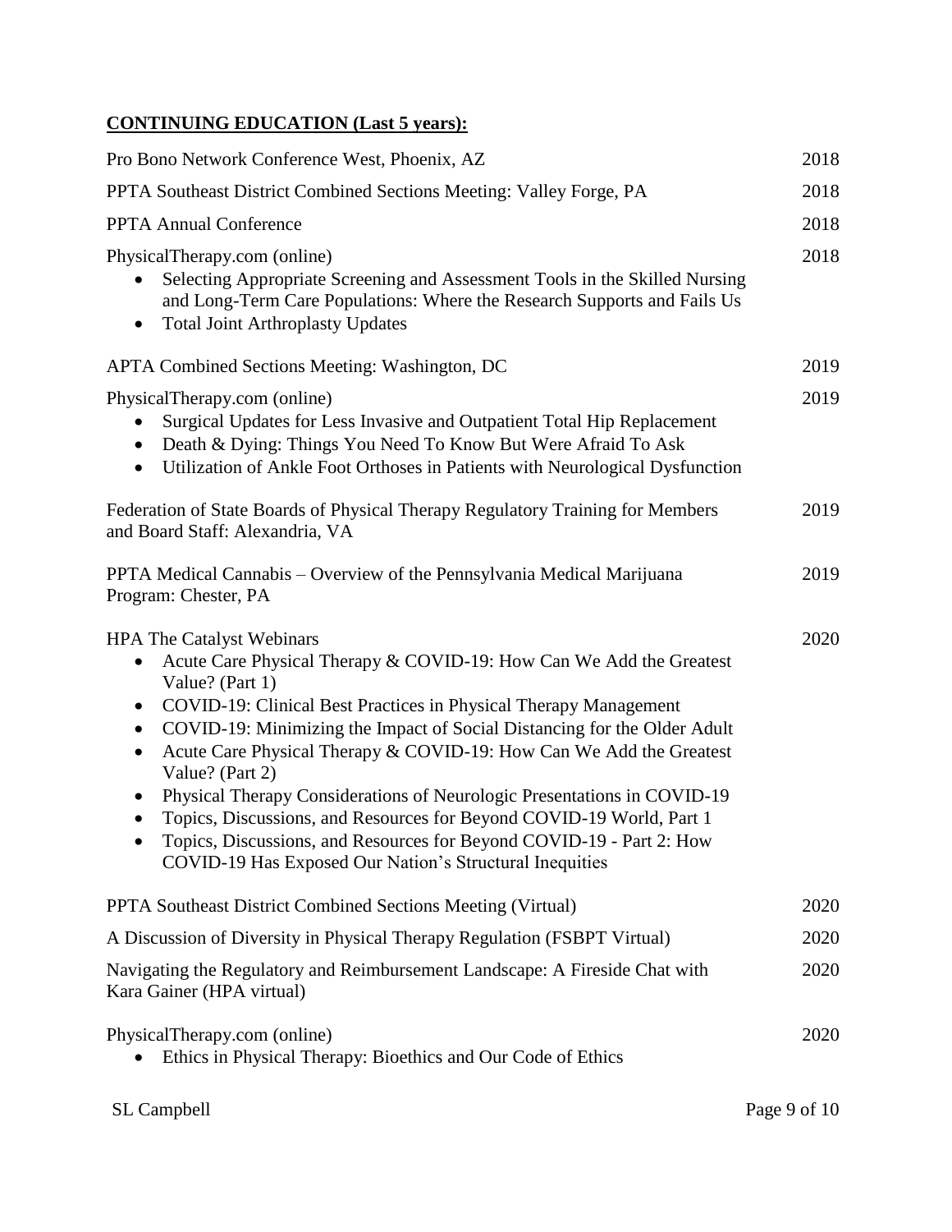## **CONTINUING EDUCATION (Last 5 years):**

Pro Bono Network Conference West, Phoenix, AZ — 2018

PPTA Southeast District Combined Sections Meeting: Valley Forge, PA — 2018

PPTA Annual Conference — 2018

PhysicalTherapy.com (online) — 2018
- Selecting Appropriate Screening and Assessment Tools in the Skilled Nursing and Long-Term Care Populations: Where the Research Supports and Fails Us
- Total Joint Arthroplasty Updates

APTA Combined Sections Meeting: Washington, DC — 2019

PhysicalTherapy.com (online) — 2019
- Surgical Updates for Less Invasive and Outpatient Total Hip Replacement
- Death & Dying: Things You Need To Know But Were Afraid To Ask
- Utilization of Ankle Foot Orthoses in Patients with Neurological Dysfunction

Federation of State Boards of Physical Therapy Regulatory Training for Members and Board Staff: Alexandria, VA — 2019

PPTA Medical Cannabis – Overview of the Pennsylvania Medical Marijuana Program: Chester, PA — 2019

HPA The Catalyst Webinars — 2020
- Acute Care Physical Therapy & COVID-19: How Can We Add the Greatest Value? (Part 1)
- COVID-19: Clinical Best Practices in Physical Therapy Management
- COVID-19: Minimizing the Impact of Social Distancing for the Older Adult
- Acute Care Physical Therapy & COVID-19: How Can We Add the Greatest Value? (Part 2)
- Physical Therapy Considerations of Neurologic Presentations in COVID-19
- Topics, Discussions, and Resources for Beyond COVID-19 World, Part 1
- Topics, Discussions, and Resources for Beyond COVID-19 - Part 2: How COVID-19 Has Exposed Our Nation's Structural Inequities

PPTA Southeast District Combined Sections Meeting (Virtual) — 2020

A Discussion of Diversity in Physical Therapy Regulation (FSBPT Virtual) — 2020

Navigating the Regulatory and Reimbursement Landscape: A Fireside Chat with Kara Gainer (HPA virtual) — 2020

PhysicalTherapy.com (online) — 2020
- Ethics in Physical Therapy: Bioethics and Our Code of Ethics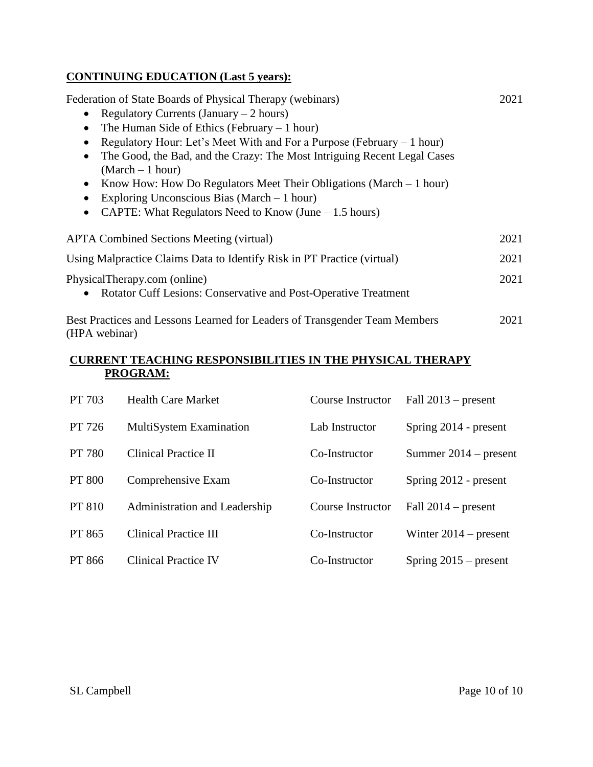## CONTINUING EDUCATION (Last 5 years):

Federation of State Boards of Physical Therapy (webinars) 2021

- Regulatory Currents (January – 2 hours)
- The Human Side of Ethics (February – 1 hour)
- Regulatory Hour: Let's Meet With and For a Purpose (February – 1 hour)
- The Good, the Bad, and the Crazy: The Most Intriguing Recent Legal Cases (March – 1 hour)
- Know How: How Do Regulators Meet Their Obligations (March – 1 hour)
- Exploring Unconscious Bias (March – 1 hour)
- CAPTE: What Regulators Need to Know (June – 1.5 hours)

APTA Combined Sections Meeting (virtual) 2021

Using Malpractice Claims Data to Identify Risk in PT Practice (virtual) 2021

PhysicalTherapy.com (online) 2021

- Rotator Cuff Lesions: Conservative and Post-Operative Treatment

Best Practices and Lessons Learned for Leaders of Transgender Team Members (HPA webinar) 2021

## CURRENT TEACHING RESPONSIBILITIES IN THE PHYSICAL THERAPY PROGRAM:

| | | | |
|---|---|---|---|
| PT 703 | Health Care Market | Course Instructor | Fall 2013 – present |
| PT 726 | MultiSystem Examination | Lab Instructor | Spring 2014 - present |
| PT 780 | Clinical Practice II | Co-Instructor | Summer 2014 – present |
| PT 800 | Comprehensive Exam | Co-Instructor | Spring 2012 - present |
| PT 810 | Administration and Leadership | Course Instructor | Fall 2014 – present |
| PT 865 | Clinical Practice III | Co-Instructor | Winter 2014 – present |
| PT 866 | Clinical Practice IV | Co-Instructor | Spring 2015 – present |